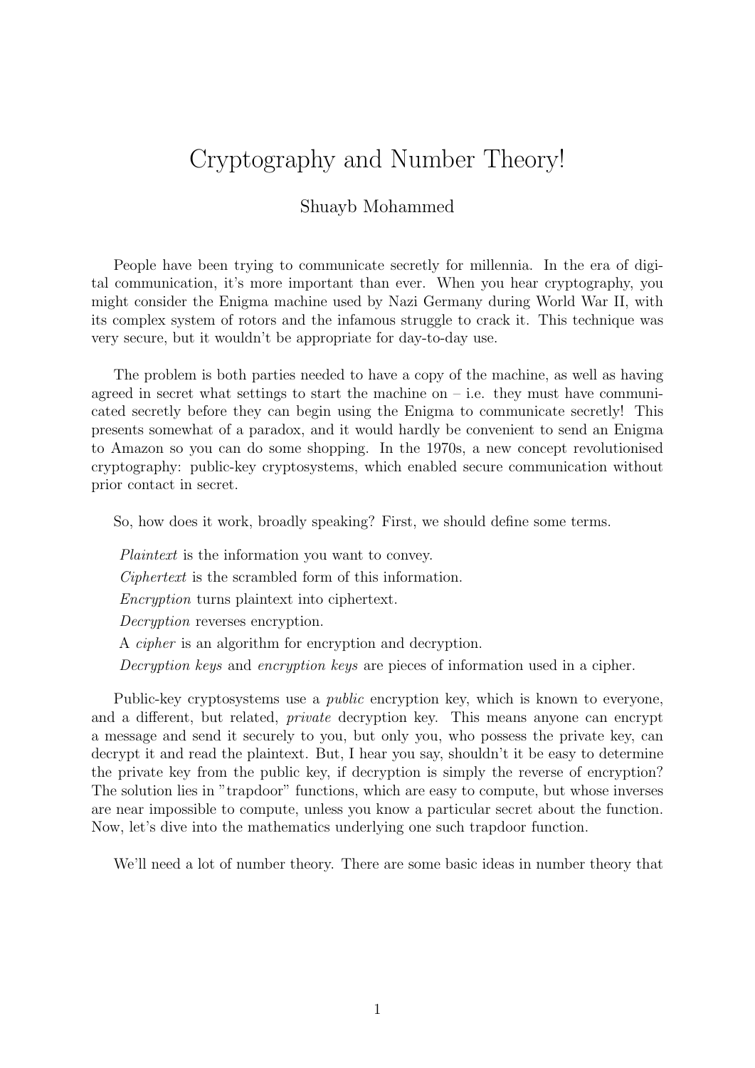# Cryptography and Number Theory!

Shuayb Mohammed

People have been trying to communicate secretly for millennia. In the era of digital communication, it's more important than ever. When you hear cryptography, you might consider the Enigma machine used by Nazi Germany during World War II, with its complex system of rotors and the infamous struggle to crack it. This technique was very secure, but it wouldn't be appropriate for day-to-day use.

The problem is both parties needed to have a copy of the machine, as well as having agreed in secret what settings to start the machine on – i.e. they must have communicated secretly before they can begin using the Enigma to communicate secretly! This presents somewhat of a paradox, and it would hardly be convenient to send an Enigma to Amazon so you can do some shopping. In the 1970s, a new concept revolutionised cryptography: public-key cryptosystems, which enabled secure communication without prior contact in secret.

So, how does it work, broadly speaking? First, we should define some terms.

*Plaintext* is the information you want to convey.

*Ciphertext* is the scrambled form of this information.

*Encryption* turns plaintext into ciphertext.

*Decryption* reverses encryption.

A *cipher* is an algorithm for encryption and decryption.

*Decryption keys* and *encryption keys* are pieces of information used in a cipher.

Public-key cryptosystems use a *public* encryption key, which is known to everyone, and a different, but related, *private* decryption key. This means anyone can encrypt a message and send it securely to you, but only you, who possess the private key, can decrypt it and read the plaintext. But, I hear you say, shouldn't it be easy to determine the private key from the public key, if decryption is simply the reverse of encryption? The solution lies in "trapdoor" functions, which are easy to compute, but whose inverses are near impossible to compute, unless you know a particular secret about the function. Now, let's dive into the mathematics underlying one such trapdoor function.

We'll need a lot of number theory. There are some basic ideas in number theory that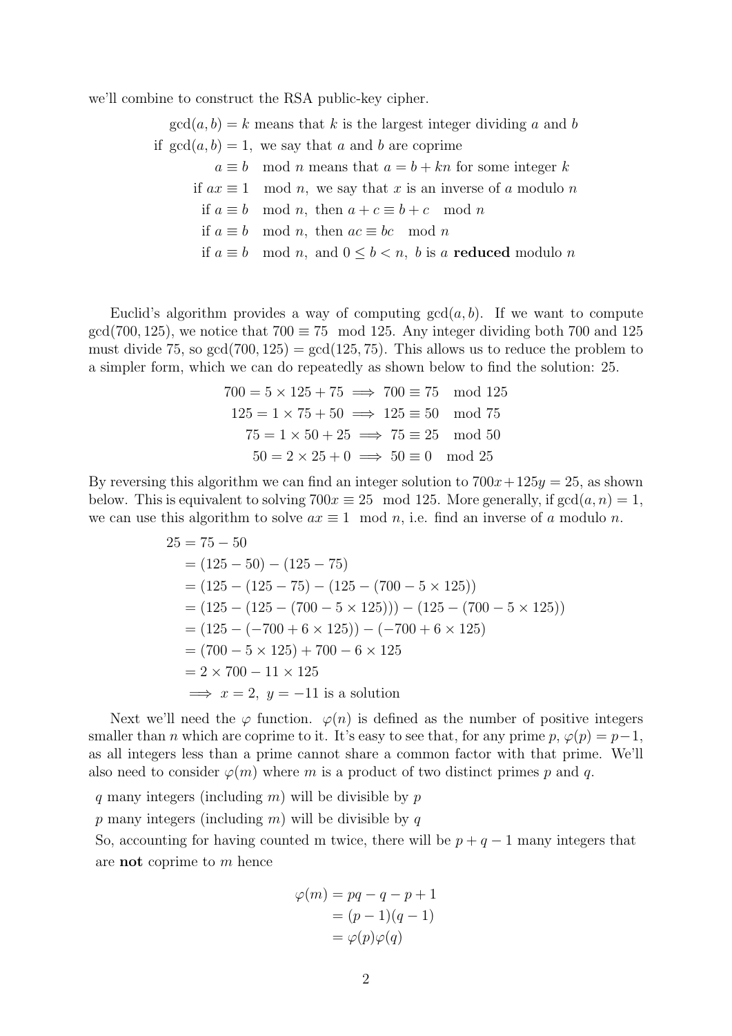we'll combine to construct the RSA public-key cipher.

$$
\begin{aligned}
\gcd(a,b) = k &\text{ means that } k \text{ is the largest integer dividing } a \text{ and } b \\
\text{if } \gcd(a,b) = 1, &\text{ we say that } a \text{ and } b \text{ are coprime} \\
a \equiv b \mod n &\text{ means that } a = b + kn \text{ for some integer } k \\
\text{if } ax \equiv 1 \mod n, &\text{ we say that } x \text{ is an inverse of } a \text{ modulo } n \\
\text{if } a \equiv b \mod n, &\text{ then } a + c \equiv b + c \mod n \\
\text{if } a \equiv b \mod n, &\text{ then } ac \equiv bc \mod n \\
\text{if } a \equiv b \mod n, &\text{ and } 0 \leq b < n, \ b \text{ is a } \textbf{reduced} \text{ modulo } n
\end{aligned}
$$

Euclid's algorithm provides a way of computing $\gcd(a, b)$. If we want to compute $\gcd(700, 125)$, we notice that $700 \equiv 75 \mod 125$. Any integer dividing both 700 and 125 must divide 75, so $\gcd(700, 125) = \gcd(125, 75)$. This allows us to reduce the problem to a simpler form, which we can do repeatedly as shown below to find the solution: 25.

$$
\begin{aligned}
700 = 5 \times 125 + 75 &\implies 700 \equiv 75 \mod 125 \\
125 = 1 \times 75 + 50 &\implies 125 \equiv 50 \mod 75 \\
75 = 1 \times 50 + 25 &\implies 75 \equiv 25 \mod 50 \\
50 = 2 \times 25 + 0 &\implies 50 \equiv 0 \mod 25
\end{aligned}
$$

By reversing this algorithm we can find an integer solution to $700x + 125y = 25$, as shown below. This is equivalent to solving $700x \equiv 25 \mod 125$. More generally, if $\gcd(a, n) = 1$, we can use this algorithm to solve $ax \equiv 1 \mod n$, i.e. find an inverse of $a$ modulo $n$.

$$
\begin{aligned}
25 &= 75 - 50 \\
&= (125 - 50) - (125 - 75) \\
&= (125 - (125 - 75)) - (125 - (700 - 5 \times 125)) \\
&= (125 - (125 - (700 - 5 \times 125))) - (125 - (700 - 5 \times 125)) \\
&= (125 - (-700 + 6 \times 125)) - (-700 + 6 \times 125) \\
&= (700 - 5 \times 125) + 700 - 6 \times 125 \\
&= 2 \times 700 - 11 \times 125 \\
&\implies x = 2, \ y = -11 \text{ is a solution}
\end{aligned}
$$

Next we'll need the $\varphi$ function. $\varphi(n)$ is defined as the number of positive integers smaller than $n$ which are coprime to it. It's easy to see that, for any prime $p$, $\varphi(p) = p - 1$, as all integers less than a prime cannot share a common factor with that prime. We'll also need to consider $\varphi(m)$ where $m$ is a product of two distinct primes $p$ and $q$.

$q$ many integers (including $m$) will be divisible by $p$

$p$ many integers (including $m$) will be divisible by $q$

So, accounting for having counted m twice, there will be $p + q - 1$ many integers that are **not** coprime to $m$ hence

$$
\begin{aligned}
\varphi(m) &= pq - q - p + 1 \\
&= (p - 1)(q - 1) \\
&= \varphi(p)\varphi(q)
\end{aligned}
$$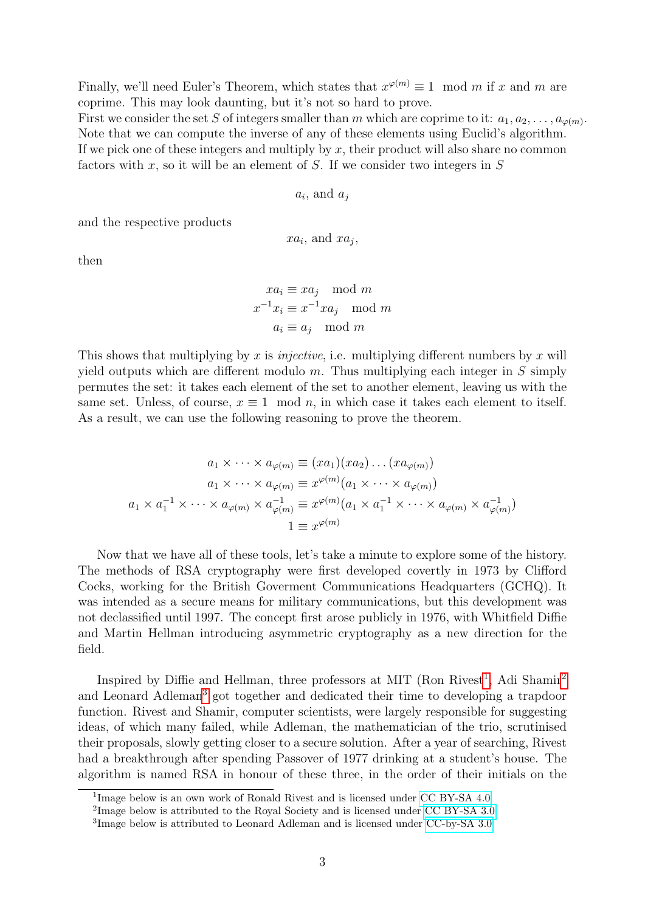Finally, we'll need Euler's Theorem, which states that $x^{\varphi(m)} \equiv 1 \mod m$ if $x$ and $m$ are coprime. This may look daunting, but it's not so hard to prove.
First we consider the set $S$ of integers smaller than $m$ which are coprime to it: $a_1, a_2, \ldots, a_{\varphi(m)}$. Note that we can compute the inverse of any of these elements using Euclid's algorithm. If we pick one of these integers and multiply by $x$, their product will also share no common factors with $x$, so it will be an element of $S$. If we consider two integers in $S$

$$a_i, \text{ and } a_j$$

and the respective products

$$xa_i, \text{ and } xa_j,$$

then

$$\begin{aligned} xa_i &\equiv xa_j \mod m \\ x^{-1}x_i &\equiv x^{-1}xa_j \mod m \\ a_i &\equiv a_j \mod m \end{aligned}$$

This shows that multiplying by $x$ is *injective*, i.e. multiplying different numbers by $x$ will yield outputs which are different modulo $m$. Thus multiplying each integer in $S$ simply permutes the set: it takes each element of the set to another element, leaving us with the same set. Unless, of course, $x \equiv 1 \mod n$, in which case it takes each element to itself. As a result, we can use the following reasoning to prove the theorem.

$$\begin{aligned} a_1 \times \cdots \times a_{\varphi(m)} &\equiv (xa_1)(xa_2)\ldots(xa_{\varphi(m)}) \\ a_1 \times \cdots \times a_{\varphi(m)} &\equiv x^{\varphi(m)}(a_1 \times \cdots \times a_{\varphi(m)}) \\ a_1 \times a_1^{-1} \times \cdots \times a_{\varphi(m)} \times a_{\varphi(m)}^{-1} &\equiv x^{\varphi(m)}(a_1 \times a_1^{-1} \times \cdots \times a_{\varphi(m)} \times a_{\varphi(m)}^{-1}) \\ 1 &\equiv x^{\varphi(m)} \end{aligned}$$

Now that we have all of these tools, let's take a minute to explore some of the history. The methods of RSA cryptography were first developed covertly in 1973 by Clifford Cocks, working for the British Goverment Communications Headquarters (GCHQ). It was intended as a secure means for military communications, but this development was not declassified until 1997. The concept first arose publicly in 1976, with Whitfield Diffie and Martin Hellman introducing asymmetric cryptography as a new direction for the field.

Inspired by Diffie and Hellman, three professors at MIT (Ron Rivest[1], Adi Shamir[2] and Leonard Adleman[3] got together and dedicated their time to developing a trapdoor function. Rivest and Shamir, computer scientists, were largely responsible for suggesting ideas, of which many failed, while Adleman, the mathematician of the trio, scrutinised their proposals, slowly getting closer to a secure solution. After a year of searching, Rivest had a breakthrough after spending Passover of 1977 drinking at a student's house. The algorithm is named RSA in honour of these three, in the order of their initials on the

---

[1] Image below is an own work of Ronald Rivest and is licensed under CC BY-SA 4.0

[2] Image below is attributed to the Royal Society and is licensed under CC BY-SA 3.0

[3] Image below is attributed to Leonard Adleman and is licensed under CC-by-SA 3.0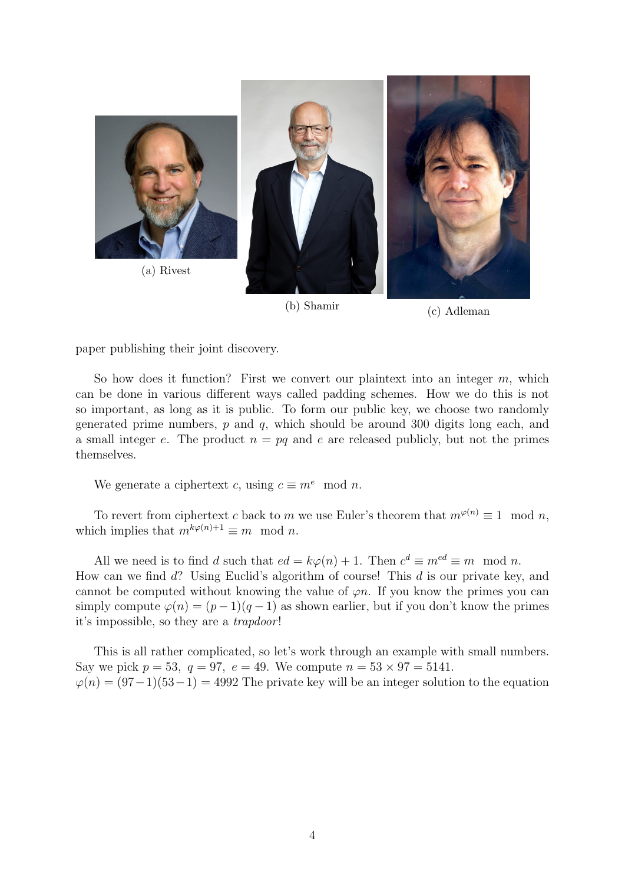(a) Rivest

(b) Shamir

(c) Adleman

paper publishing their joint discovery.

So how does it function? First we convert our plaintext into an integer $m$, which can be done in various different ways called padding schemes. How we do this is not so important, as long as it is public. To form our public key, we choose two randomly generated prime numbers, $p$ and $q$, which should be around 300 digits long each, and a small integer $e$. The product $n = pq$ and $e$ are released publicly, but not the primes themselves.

We generate a ciphertext $c$, using $c \equiv m^e \mod n$.

To revert from ciphertext $c$ back to $m$ we use Euler's theorem that $m^{\varphi(n)} \equiv 1 \mod n$, which implies that $m^{k\varphi(n)+1} \equiv m \mod n$.

All we need is to find $d$ such that $ed = k\varphi(n) + 1$. Then $c^d \equiv m^{ed} \equiv m \mod n$. How can we find $d$? Using Euclid's algorithm of course! This $d$ is our private key, and cannot be computed without knowing the value of $\varphi n$. If you know the primes you can simply compute $\varphi(n) = (p-1)(q-1)$ as shown earlier, but if you don't know the primes it's impossible, so they are a *trapdoor*!

This is all rather complicated, so let's work through an example with small numbers. Say we pick $p = 53,\ q = 97,\ e = 49$. We compute $n = 53 \times 97 = 5141$.
$\varphi(n) = (97-1)(53-1) = 4992$ The private key will be an integer solution to the equation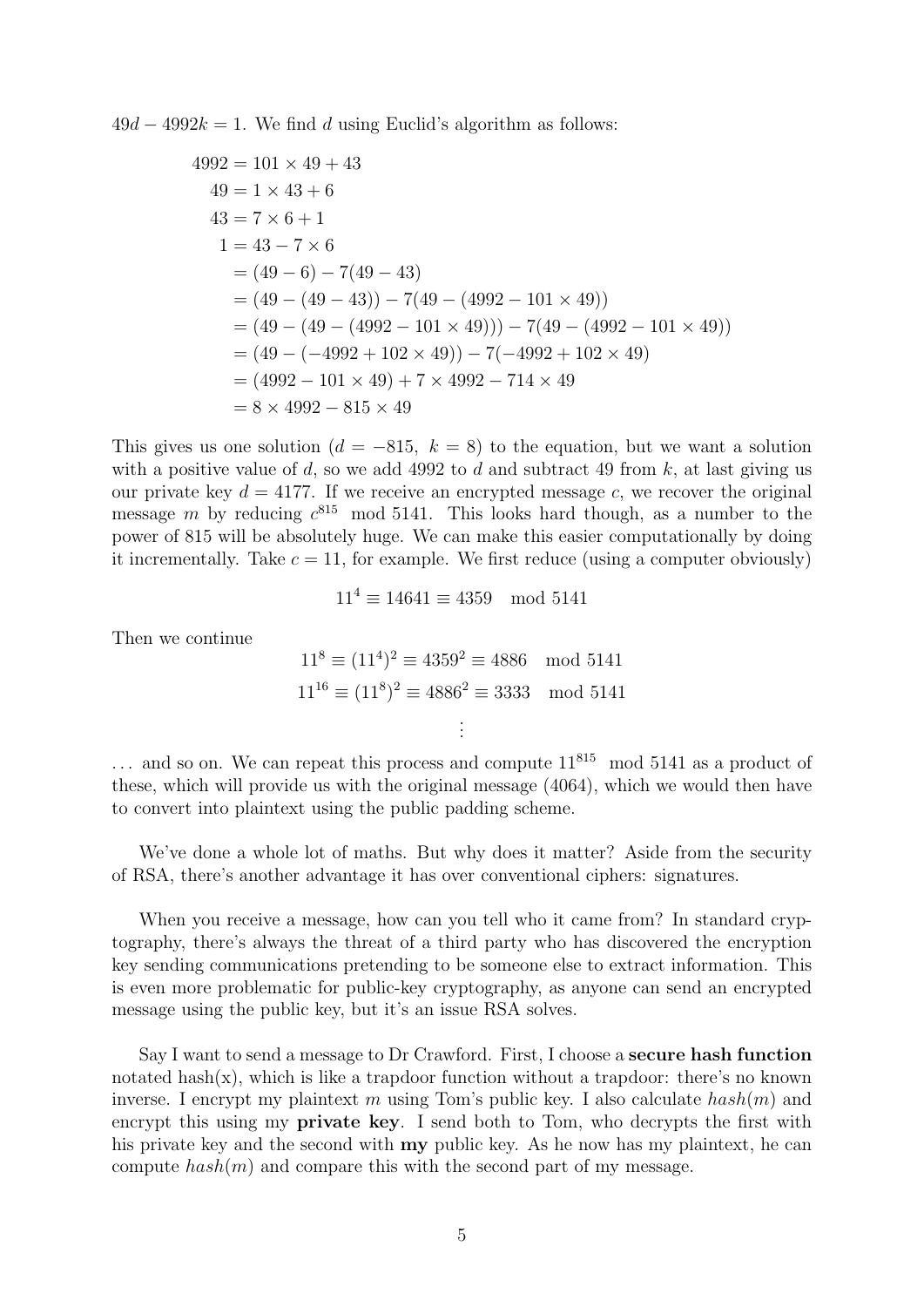$49d - 4992k = 1$. We find $d$ using Euclid's algorithm as follows:

$$
\begin{aligned}
4992 &= 101 \times 49 + 43 \\
49 &= 1 \times 43 + 6 \\
43 &= 7 \times 6 + 1 \\
1 &= 43 - 7 \times 6 \\
&= (49 - 6) - 7(49 - 43) \\
&= (49 - (49 - 43)) - 7(49 - (4992 - 101 \times 49)) \\
&= (49 - (49 - (4992 - 101 \times 49))) - 7(49 - (4992 - 101 \times 49)) \\
&= (49 - (-4992 + 102 \times 49)) - 7(-4992 + 102 \times 49) \\
&= (4992 - 101 \times 49) + 7 \times 4992 - 714 \times 49 \\
&= 8 \times 4992 - 815 \times 49
\end{aligned}
$$

This gives us one solution ($d = -815,\ k = 8$) to the equation, but we want a solution with a positive value of $d$, so we add 4992 to $d$ and subtract 49 from $k$, at last giving us our private key $d = 4177$. If we receive an encrypted message $c$, we recover the original message $m$ by reducing $c^{815} \mod 5141$. This looks hard though, as a number to the power of 815 will be absolutely huge. We can make this easier computationally by doing it incrementally. Take $c = 11$, for example. We first reduce (using a computer obviously)

$$11^4 \equiv 14641 \equiv 4359 \mod 5141$$

Then we continue

$$
\begin{aligned}
11^8 &\equiv (11^4)^2 \equiv 4359^2 \equiv 4886 \mod 5141 \\
11^{16} &\equiv (11^8)^2 \equiv 4886^2 \equiv 3333 \mod 5141 \\
&\vdots
\end{aligned}
$$

... and so on. We can repeat this process and compute $11^{815} \mod 5141$ as a product of these, which will provide us with the original message (4064), which we would then have to convert into plaintext using the public padding scheme.

We've done a whole lot of maths. But why does it matter? Aside from the security of RSA, there's another advantage it has over conventional ciphers: signatures.

When you receive a message, how can you tell who it came from? In standard cryptography, there's always the threat of a third party who has discovered the encryption key sending communications pretending to be someone else to extract information. This is even more problematic for public-key cryptography, as anyone can send an encrypted message using the public key, but it's an issue RSA solves.

Say I want to send a message to Dr Crawford. First, I choose a **secure hash function** notated hash(x), which is like a trapdoor function without a trapdoor: there's no known inverse. I encrypt my plaintext $m$ using Tom's public key. I also calculate $hash(m)$ and encrypt this using my **private key**. I send both to Tom, who decrypts the first with his private key and the second with **my** public key. As he now has my plaintext, he can compute $hash(m)$ and compare this with the second part of my message.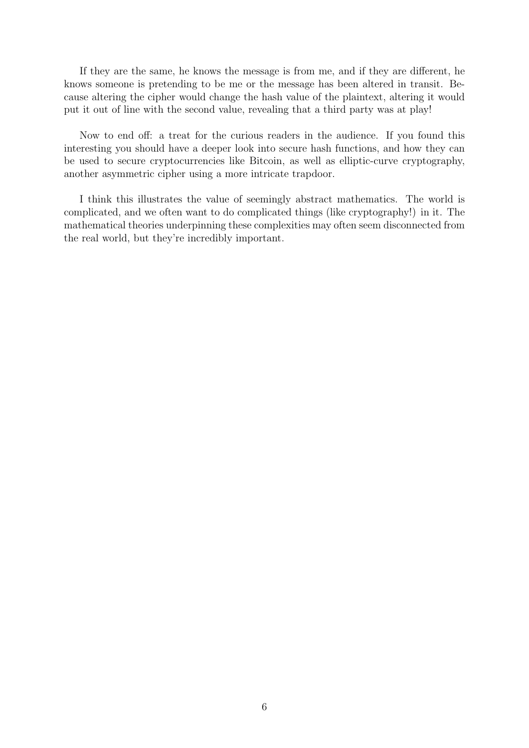If they are the same, he knows the message is from me, and if they are different, he knows someone is pretending to be me or the message has been altered in transit. Because altering the cipher would change the hash value of the plaintext, altering it would put it out of line with the second value, revealing that a third party was at play!

Now to end off: a treat for the curious readers in the audience. If you found this interesting you should have a deeper look into secure hash functions, and how they can be used to secure cryptocurrencies like Bitcoin, as well as elliptic-curve cryptography, another asymmetric cipher using a more intricate trapdoor.

I think this illustrates the value of seemingly abstract mathematics. The world is complicated, and we often want to do complicated things (like cryptography!) in it. The mathematical theories underpinning these complexities may often seem disconnected from the real world, but they're incredibly important.